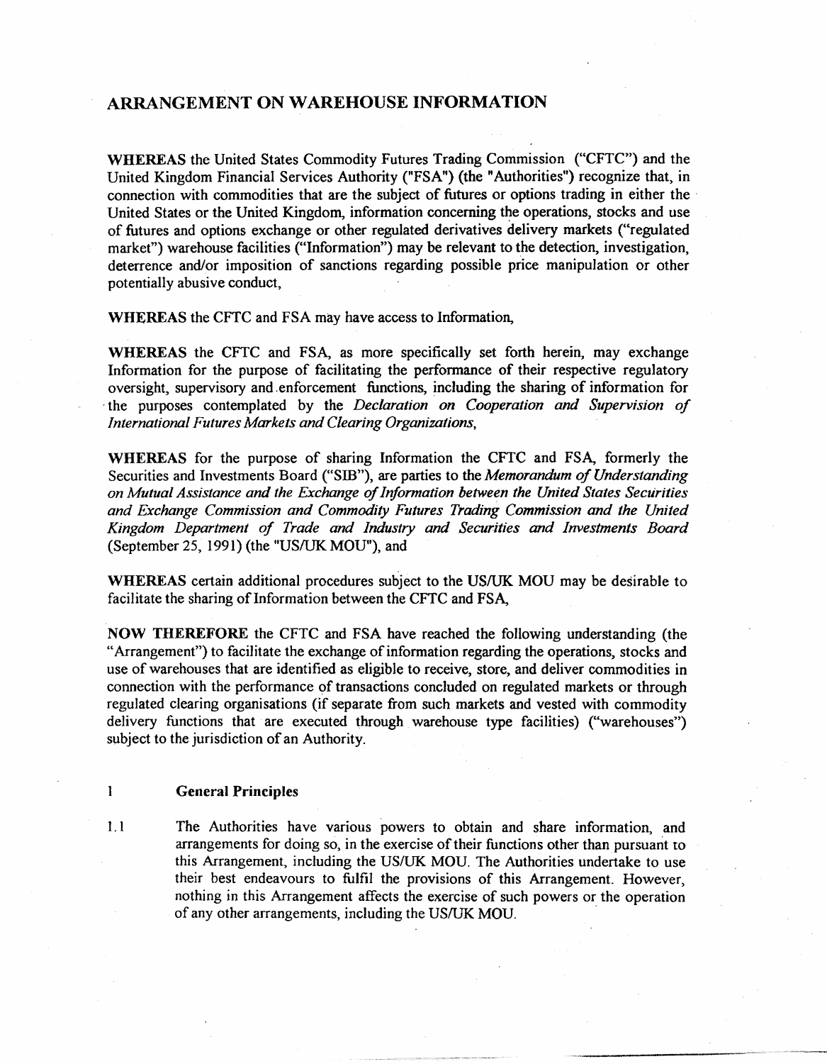# ARRANGEMENT ON WAREHOUSE INFORMATION

**WHEREAS** the United States Commodity Futures Trading Commission ("CFTC") and the United Kingdom Financial Services Authority ("FSA") (the "Authorities") recognize that, in connection with commodities that are the subject of futures or options trading in either the United States or the United Kingdom, information concerning the operations, stocks and use of futures and options exchange or other regulated derivatives delivery markets ("regulated market") warehouse facilities ("Information") may be relevant to the detection, investigation, deterrence and/or imposition of sanctions regarding possible price manipulation or other potentially abusive conduct,

**WHEREAS** the CFTC and FSA may have access to Information,

**WHEREAS** the CFTC and FSA, as more specifically set forth herein, may exchange Information for the purpose of facilitating the performance of their respective regulatory oversight, supervisory and enforcement functions, including the sharing of information for the purposes contemplated by the *Declaration on Cooperation and Supervision of International Futures Markets and Clearing Organizations*,

**WHEREAS** for the purpose of sharing Information the CFTC and FSA, formerly the Securities and Investments Board ("SIB"), are parties to the *Memorandum of Understanding on Mutual Assistance and the Exchange of Information between the United States Securities and Exchange Commission and Commodity Futures Trading Commission and the United Kingdom Department of Trade and Industry and Securities and Investments Board* (September 25, 1991) (the "US/UK MOU"), and

**WHEREAS** certain additional procedures subject to the US/UK MOU may be desirable to facilitate the sharing of Information between the CFTC and FSA,

**NOW THEREFORE** the CFTC and FSA have reached the following understanding (the "Arrangement") to facilitate the exchange of information regarding the operations, stocks and use of warehouses that are identified as eligible to receive, store, and deliver commodities in connection with the performance of transactions concluded on regulated markets or through regulated clearing organisations (if separate from such markets and vested with commodity delivery functions that are executed through warehouse type facilities) ("warehouses") subject to the jurisdiction of an Authority.

## 1 General Principles

1.1 The Authorities have various powers to obtain and share information, and arrangements for doing so, in the exercise of their functions other than pursuant to this Arrangement, including the US/UK MOU. The Authorities undertake to use their best endeavours to fulfil the provisions of this Arrangement. However, nothing in this Arrangement affects the exercise of such powers or the operation of any other arrangements, including the US/UK MOU.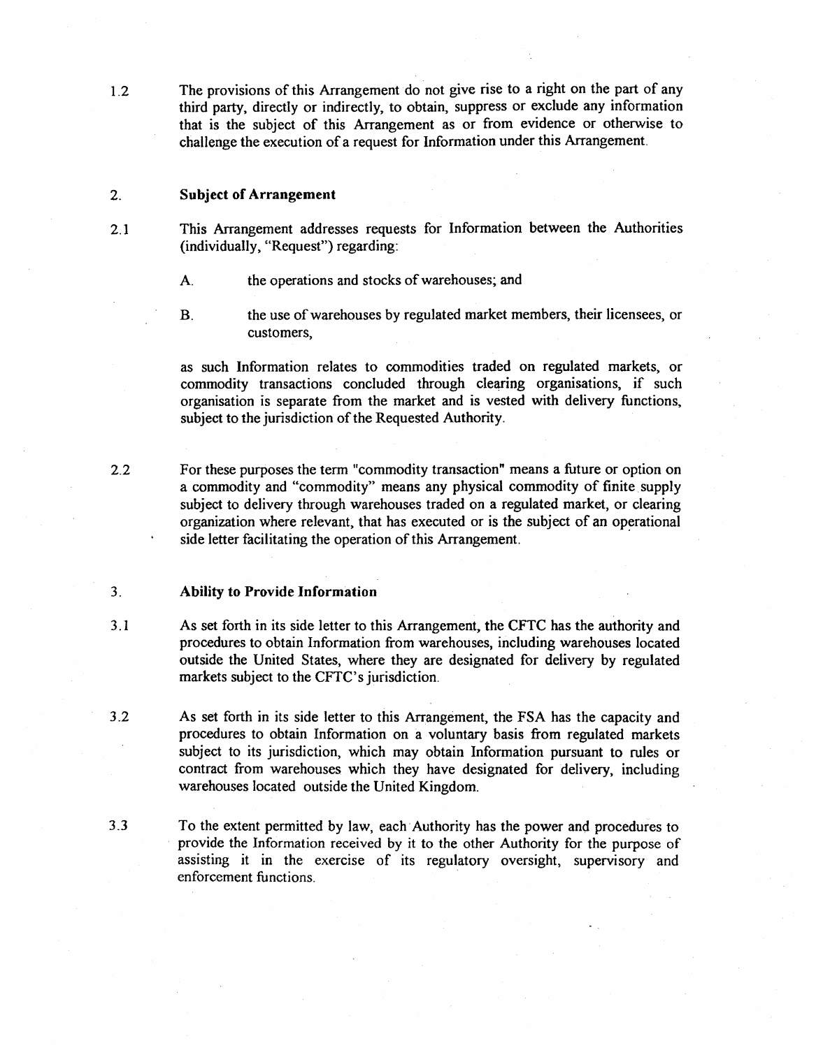1.2 The provisions of this Arrangement do not give rise to a right on the part of any third party, directly or indirectly, to obtain, suppress or exclude any information that is the subject of this Arrangement as or from evidence or otherwise to challenge the execution of a request for Information under this Arrangement.

## 2. Subject of Arrangement

2.1 This Arrangement addresses requests for Information between the Authorities (individually, "Request") regarding:

A. the operations and stocks of warehouses; and

B. the use of warehouses by regulated market members, their licensees, or customers,

as such Information relates to commodities traded on regulated markets, or commodity transactions concluded through clearing organisations, if such organisation is separate from the market and is vested with delivery functions, subject to the jurisdiction of the Requested Authority.

2.2 For these purposes the term "commodity transaction" means a future or option on a commodity and "commodity" means any physical commodity of finite supply subject to delivery through warehouses traded on a regulated market, or clearing organization where relevant, that has executed or is the subject of an operational side letter facilitating the operation of this Arrangement.

## 3. Ability to Provide Information

3.1 As set forth in its side letter to this Arrangement, the CFTC has the authority and procedures to obtain Information from warehouses, including warehouses located outside the United States, where they are designated for delivery by regulated markets subject to the CFTC's jurisdiction.

3.2 As set forth in its side letter to this Arrangement, the FSA has the capacity and procedures to obtain Information on a voluntary basis from regulated markets subject to its jurisdiction, which may obtain Information pursuant to rules or contract from warehouses which they have designated for delivery, including warehouses located outside the United Kingdom.

3.3 To the extent permitted by law, each Authority has the power and procedures to provide the Information received by it to the other Authority for the purpose of assisting it in the exercise of its regulatory oversight, supervisory and enforcement functions.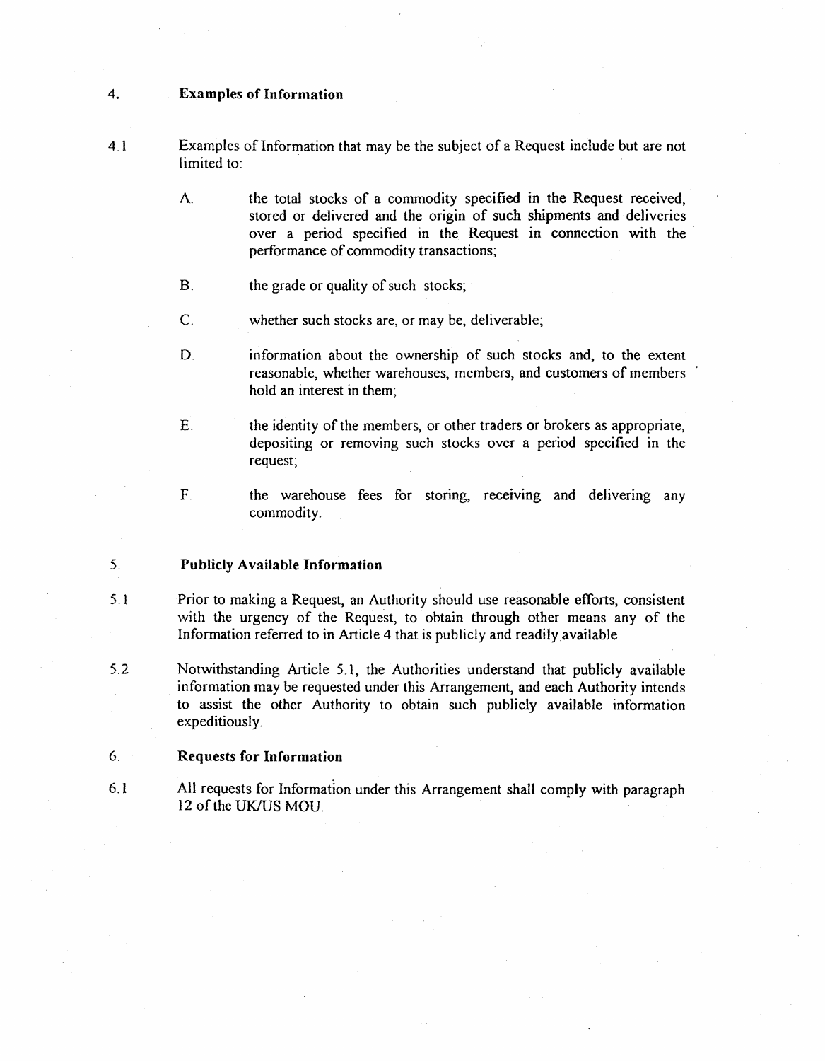## 4. Examples of Information

4.1 Examples of Information that may be the subject of a Request include but are not limited to:

A. the total stocks of a commodity specified in the Request received, stored or delivered and the origin of such shipments and deliveries over a period specified in the Request in connection with the performance of commodity transactions;

B. the grade or quality of such stocks;

C. whether such stocks are, or may be, deliverable;

D. information about the ownership of such stocks and, to the extent reasonable, whether warehouses, members, and customers of members hold an interest in them;

E. the identity of the members, or other traders or brokers as appropriate, depositing or removing such stocks over a period specified in the request;

F. the warehouse fees for storing, receiving and delivering any commodity.

## 5. Publicly Available Information

5.1 Prior to making a Request, an Authority should use reasonable efforts, consistent with the urgency of the Request, to obtain through other means any of the Information referred to in Article 4 that is publicly and readily available.

5.2 Notwithstanding Article 5.1, the Authorities understand that publicly available information may be requested under this Arrangement, and each Authority intends to assist the other Authority to obtain such publicly available information expeditiously.

## 6. Requests for Information

6.1 All requests for Information under this Arrangement shall comply with paragraph 12 of the UK/US MOU.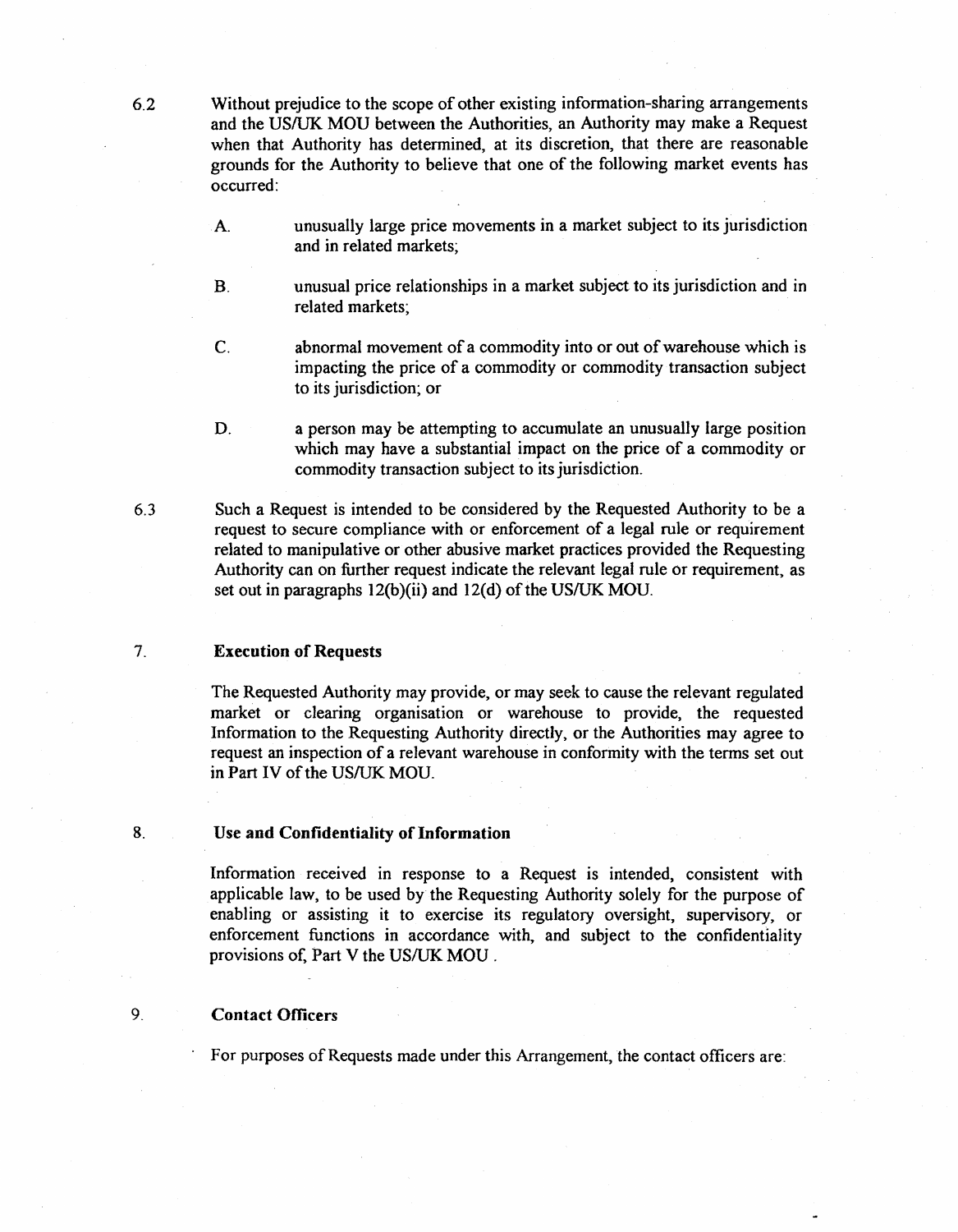6.2 Without prejudice to the scope of other existing information-sharing arrangements and the US/UK MOU between the Authorities, an Authority may make a Request when that Authority has determined, at its discretion, that there are reasonable grounds for the Authority to believe that one of the following market events has occurred:

A. unusually large price movements in a market subject to its jurisdiction and in related markets;

B. unusual price relationships in a market subject to its jurisdiction and in related markets;

C. abnormal movement of a commodity into or out of warehouse which is impacting the price of a commodity or commodity transaction subject to its jurisdiction; or

D. a person may be attempting to accumulate an unusually large position which may have a substantial impact on the price of a commodity or commodity transaction subject to its jurisdiction.

6.3 Such a Request is intended to be considered by the Requested Authority to be a request to secure compliance with or enforcement of a legal rule or requirement related to manipulative or other abusive market practices provided the Requesting Authority can on further request indicate the relevant legal rule or requirement, as set out in paragraphs 12(b)(ii) and 12(d) of the US/UK MOU.

## 7. Execution of Requests

The Requested Authority may provide, or may seek to cause the relevant regulated market or clearing organisation or warehouse to provide, the requested Information to the Requesting Authority directly, or the Authorities may agree to request an inspection of a relevant warehouse in conformity with the terms set out in Part IV of the US/UK MOU.

## 8. Use and Confidentiality of Information

Information received in response to a Request is intended, consistent with applicable law, to be used by the Requesting Authority solely for the purpose of enabling or assisting it to exercise its regulatory oversight, supervisory, or enforcement functions in accordance with, and subject to the confidentiality provisions of, Part V the US/UK MOU .

## 9. Contact Officers

For purposes of Requests made under this Arrangement, the contact officers are: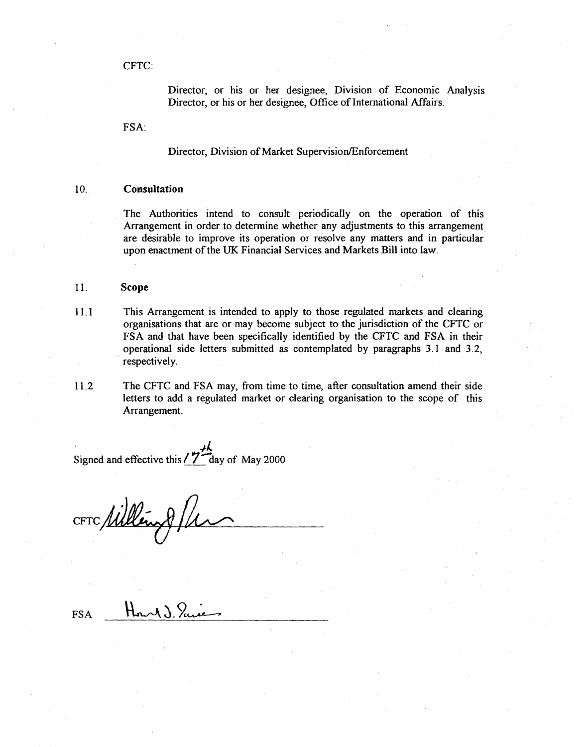CFTC:

Director, or his or her designee, Division of Economic Analysis
Director, or his or her designee, Office of International Affairs.

FSA:

Director, Division of Market Supervision/Enforcement

## 10. Consultation

The Authorities intend to consult periodically on the operation of this Arrangement in order to determine whether any adjustments to this arrangement are desirable to improve its operation or resolve any matters and in particular upon enactment of the UK Financial Services and Markets Bill into law.

## 11. Scope

11.1 This Arrangement is intended to apply to those regulated markets and clearing organisations that are or may become subject to the jurisdiction of the CFTC or FSA and that have been specifically identified by the CFTC and FSA in their operational side letters submitted as contemplated by paragraphs 3.1 and 3.2, respectively.

11.2 The CFTC and FSA may, from time to time, after consultation amend their side letters to add a regulated market or clearing organisation to the scope of this Arrangement.

Signed and effective this 17th day of May 2000

CFTC ______________________________

FSA ______________________________